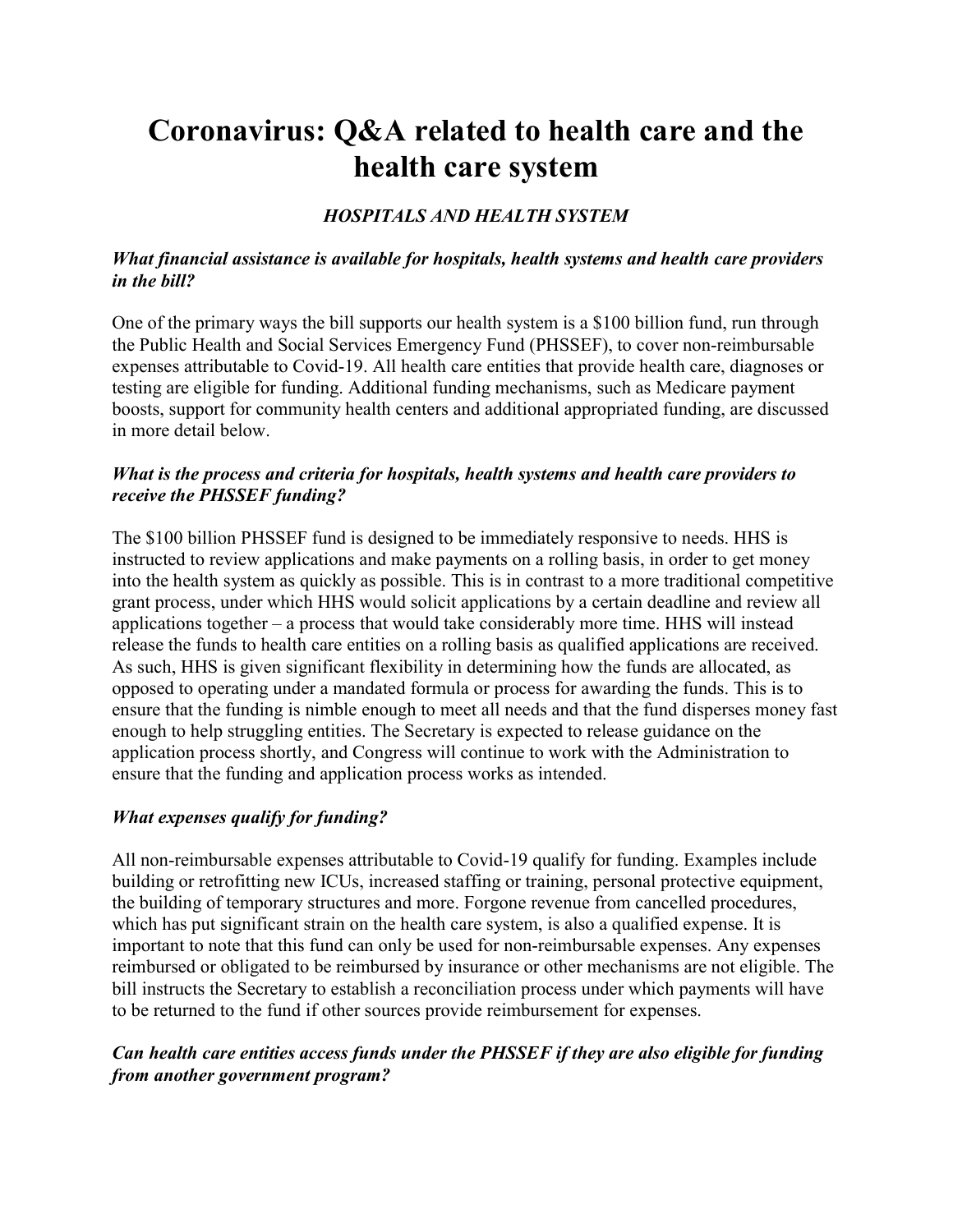# Coronavirus: Q&A related to health care and the health care system

## *HOSPITALS AND HEALTH SYSTEM*

***What financial assistance is available for hospitals, health systems and health care providers in the bill?***

One of the primary ways the bill supports our health system is a $100 billion fund, run through the Public Health and Social Services Emergency Fund (PHSSEF), to cover non-reimbursable expenses attributable to Covid-19. All health care entities that provide health care, diagnoses or testing are eligible for funding. Additional funding mechanisms, such as Medicare payment boosts, support for community health centers and additional appropriated funding, are discussed in more detail below.

***What is the process and criteria for hospitals, health systems and health care providers to receive the PHSSEF funding?***

The $100 billion PHSSEF fund is designed to be immediately responsive to needs. HHS is instructed to review applications and make payments on a rolling basis, in order to get money into the health system as quickly as possible. This is in contrast to a more traditional competitive grant process, under which HHS would solicit applications by a certain deadline and review all applications together – a process that would take considerably more time. HHS will instead release the funds to health care entities on a rolling basis as qualified applications are received. As such, HHS is given significant flexibility in determining how the funds are allocated, as opposed to operating under a mandated formula or process for awarding the funds. This is to ensure that the funding is nimble enough to meet all needs and that the fund disperses money fast enough to help struggling entities. The Secretary is expected to release guidance on the application process shortly, and Congress will continue to work with the Administration to ensure that the funding and application process works as intended.

***What expenses qualify for funding?***

All non-reimbursable expenses attributable to Covid-19 qualify for funding. Examples include building or retrofitting new ICUs, increased staffing or training, personal protective equipment, the building of temporary structures and more. Forgone revenue from cancelled procedures, which has put significant strain on the health care system, is also a qualified expense. It is important to note that this fund can only be used for non-reimbursable expenses. Any expenses reimbursed or obligated to be reimbursed by insurance or other mechanisms are not eligible. The bill instructs the Secretary to establish a reconciliation process under which payments will have to be returned to the fund if other sources provide reimbursement for expenses.

***Can health care entities access funds under the PHSSEF if they are also eligible for funding from another government program?***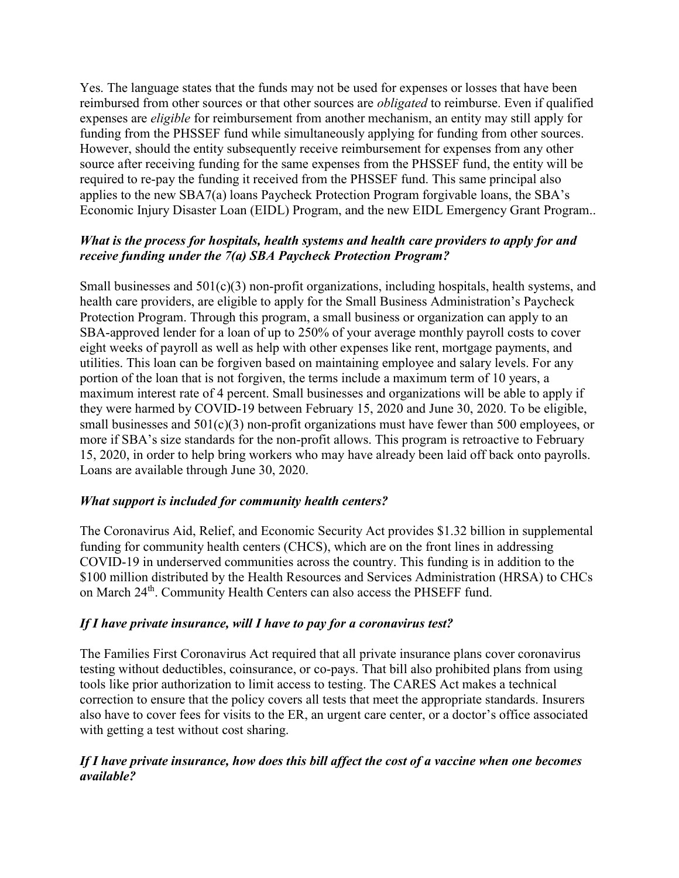Yes. The language states that the funds may not be used for expenses or losses that have been reimbursed from other sources or that other sources are *obligated* to reimburse. Even if qualified expenses are *eligible* for reimbursement from another mechanism, an entity may still apply for funding from the PHSSEF fund while simultaneously applying for funding from other sources. However, should the entity subsequently receive reimbursement for expenses from any other source after receiving funding for the same expenses from the PHSSEF fund, the entity will be required to re-pay the funding it received from the PHSSEF fund. This same principal also applies to the new SBA7(a) loans Paycheck Protection Program forgivable loans, the SBA's Economic Injury Disaster Loan (EIDL) Program, and the new EIDL Emergency Grant Program..

### *What is the process for hospitals, health systems and health care providers to apply for and receive funding under the 7(a) SBA Paycheck Protection Program?*

Small businesses and 501(c)(3) non-profit organizations, including hospitals, health systems, and health care providers, are eligible to apply for the Small Business Administration's Paycheck Protection Program. Through this program, a small business or organization can apply to an SBA-approved lender for a loan of up to 250% of your average monthly payroll costs to cover eight weeks of payroll as well as help with other expenses like rent, mortgage payments, and utilities. This loan can be forgiven based on maintaining employee and salary levels. For any portion of the loan that is not forgiven, the terms include a maximum term of 10 years, a maximum interest rate of 4 percent. Small businesses and organizations will be able to apply if they were harmed by COVID-19 between February 15, 2020 and June 30, 2020. To be eligible, small businesses and 501(c)(3) non-profit organizations must have fewer than 500 employees, or more if SBA's size standards for the non-profit allows. This program is retroactive to February 15, 2020, in order to help bring workers who may have already been laid off back onto payrolls. Loans are available through June 30, 2020.

### *What support is included for community health centers?*

The Coronavirus Aid, Relief, and Economic Security Act provides $1.32 billion in supplemental funding for community health centers (CHCS), which are on the front lines in addressing COVID-19 in underserved communities across the country. This funding is in addition to the $100 million distributed by the Health Resources and Services Administration (HRSA) to CHCs on March 24th. Community Health Centers can also access the PHSEFF fund.

### *If I have private insurance, will I have to pay for a coronavirus test?*

The Families First Coronavirus Act required that all private insurance plans cover coronavirus testing without deductibles, coinsurance, or co-pays. That bill also prohibited plans from using tools like prior authorization to limit access to testing. The CARES Act makes a technical correction to ensure that the policy covers all tests that meet the appropriate standards. Insurers also have to cover fees for visits to the ER, an urgent care center, or a doctor's office associated with getting a test without cost sharing.

### *If I have private insurance, how does this bill affect the cost of a vaccine when one becomes available?*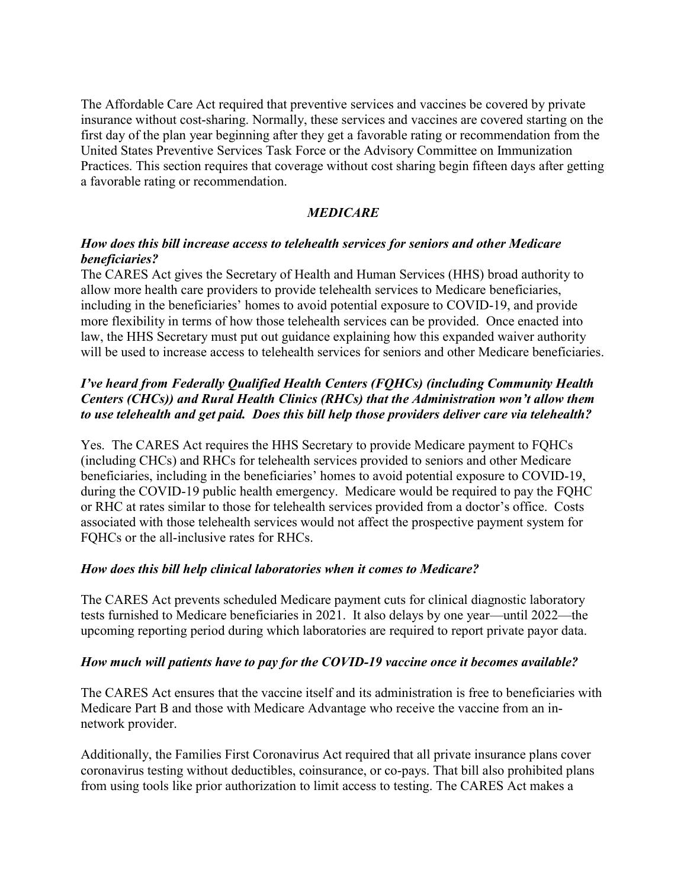The Affordable Care Act required that preventive services and vaccines be covered by private insurance without cost-sharing. Normally, these services and vaccines are covered starting on the first day of the plan year beginning after they get a favorable rating or recommendation from the United States Preventive Services Task Force or the Advisory Committee on Immunization Practices. This section requires that coverage without cost sharing begin fifteen days after getting a favorable rating or recommendation.

## *MEDICARE*

***How does this bill increase access to telehealth services for seniors and other Medicare beneficiaries?***

The CARES Act gives the Secretary of Health and Human Services (HHS) broad authority to allow more health care providers to provide telehealth services to Medicare beneficiaries, including in the beneficiaries' homes to avoid potential exposure to COVID-19, and provide more flexibility in terms of how those telehealth services can be provided. Once enacted into law, the HHS Secretary must put out guidance explaining how this expanded waiver authority will be used to increase access to telehealth services for seniors and other Medicare beneficiaries.

***I've heard from Federally Qualified Health Centers (FQHCs) (including Community Health Centers (CHCs)) and Rural Health Clinics (RHCs) that the Administration won't allow them to use telehealth and get paid. Does this bill help those providers deliver care via telehealth?***

Yes. The CARES Act requires the HHS Secretary to provide Medicare payment to FQHCs (including CHCs) and RHCs for telehealth services provided to seniors and other Medicare beneficiaries, including in the beneficiaries' homes to avoid potential exposure to COVID-19, during the COVID-19 public health emergency. Medicare would be required to pay the FQHC or RHC at rates similar to those for telehealth services provided from a doctor's office. Costs associated with those telehealth services would not affect the prospective payment system for FQHCs or the all-inclusive rates for RHCs.

***How does this bill help clinical laboratories when it comes to Medicare?***

The CARES Act prevents scheduled Medicare payment cuts for clinical diagnostic laboratory tests furnished to Medicare beneficiaries in 2021. It also delays by one year—until 2022—the upcoming reporting period during which laboratories are required to report private payor data.

***How much will patients have to pay for the COVID-19 vaccine once it becomes available?***

The CARES Act ensures that the vaccine itself and its administration is free to beneficiaries with Medicare Part B and those with Medicare Advantage who receive the vaccine from an in-network provider.

Additionally, the Families First Coronavirus Act required that all private insurance plans cover coronavirus testing without deductibles, coinsurance, or co-pays. That bill also prohibited plans from using tools like prior authorization to limit access to testing. The CARES Act makes a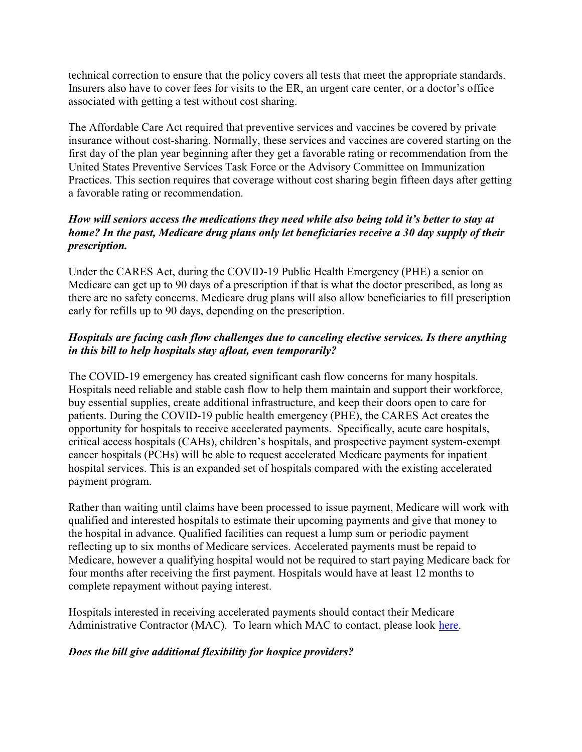technical correction to ensure that the policy covers all tests that meet the appropriate standards. Insurers also have to cover fees for visits to the ER, an urgent care center, or a doctor's office associated with getting a test without cost sharing.

The Affordable Care Act required that preventive services and vaccines be covered by private insurance without cost-sharing. Normally, these services and vaccines are covered starting on the first day of the plan year beginning after they get a favorable rating or recommendation from the United States Preventive Services Task Force or the Advisory Committee on Immunization Practices. This section requires that coverage without cost sharing begin fifteen days after getting a favorable rating or recommendation.

***How will seniors access the medications they need while also being told it's better to stay at home? In the past, Medicare drug plans only let beneficiaries receive a 30 day supply of their prescription.***

Under the CARES Act, during the COVID-19 Public Health Emergency (PHE) a senior on Medicare can get up to 90 days of a prescription if that is what the doctor prescribed, as long as there are no safety concerns. Medicare drug plans will also allow beneficiaries to fill prescription early for refills up to 90 days, depending on the prescription.

***Hospitals are facing cash flow challenges due to canceling elective services. Is there anything in this bill to help hospitals stay afloat, even temporarily?***

The COVID-19 emergency has created significant cash flow concerns for many hospitals. Hospitals need reliable and stable cash flow to help them maintain and support their workforce, buy essential supplies, create additional infrastructure, and keep their doors open to care for patients. During the COVID-19 public health emergency (PHE), the CARES Act creates the opportunity for hospitals to receive accelerated payments. Specifically, acute care hospitals, critical access hospitals (CAHs), children's hospitals, and prospective payment system-exempt cancer hospitals (PCHs) will be able to request accelerated Medicare payments for inpatient hospital services. This is an expanded set of hospitals compared with the existing accelerated payment program.

Rather than waiting until claims have been processed to issue payment, Medicare will work with qualified and interested hospitals to estimate their upcoming payments and give that money to the hospital in advance. Qualified facilities can request a lump sum or periodic payment reflecting up to six months of Medicare services. Accelerated payments must be repaid to Medicare, however a qualifying hospital would not be required to start paying Medicare back for four months after receiving the first payment. Hospitals would have at least 12 months to complete repayment without paying interest.

Hospitals interested in receiving accelerated payments should contact their Medicare Administrative Contractor (MAC). To learn which MAC to contact, please look here.

***Does the bill give additional flexibility for hospice providers?***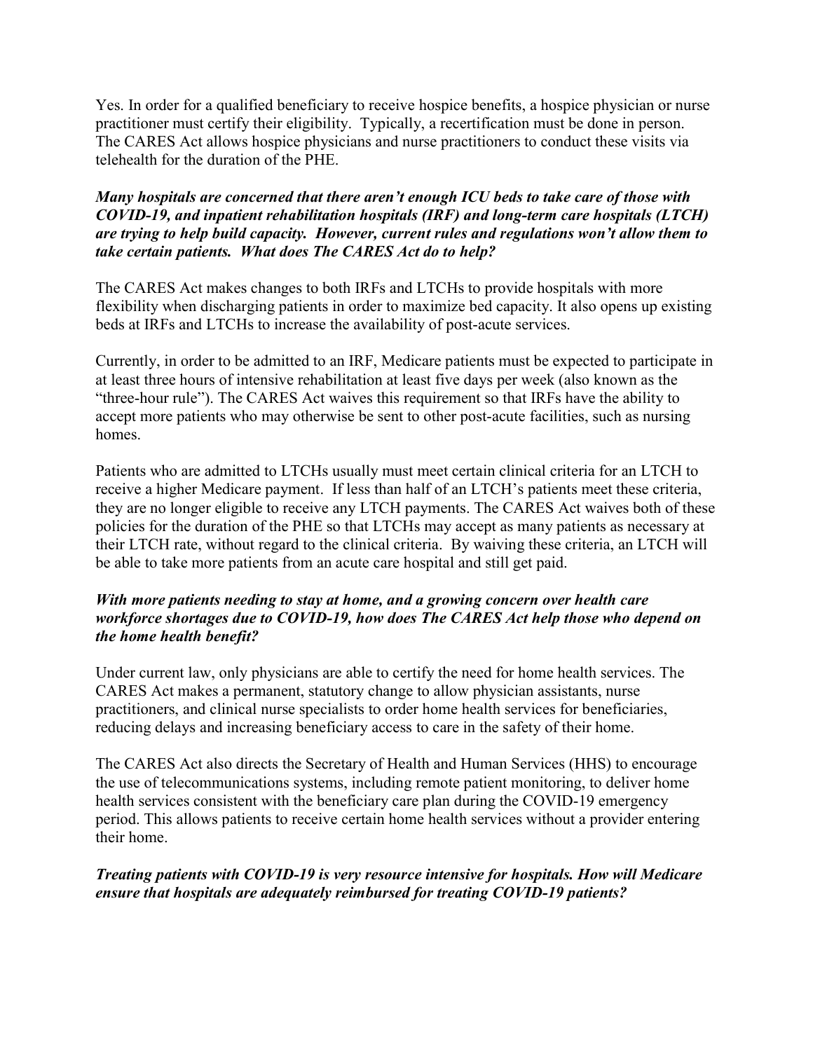Yes. In order for a qualified beneficiary to receive hospice benefits, a hospice physician or nurse practitioner must certify their eligibility. Typically, a recertification must be done in person. The CARES Act allows hospice physicians and nurse practitioners to conduct these visits via telehealth for the duration of the PHE.

***Many hospitals are concerned that there aren't enough ICU beds to take care of those with COVID-19, and inpatient rehabilitation hospitals (IRF) and long-term care hospitals (LTCH) are trying to help build capacity. However, current rules and regulations won't allow them to take certain patients. What does The CARES Act do to help?***

The CARES Act makes changes to both IRFs and LTCHs to provide hospitals with more flexibility when discharging patients in order to maximize bed capacity. It also opens up existing beds at IRFs and LTCHs to increase the availability of post-acute services.

Currently, in order to be admitted to an IRF, Medicare patients must be expected to participate in at least three hours of intensive rehabilitation at least five days per week (also known as the "three-hour rule"). The CARES Act waives this requirement so that IRFs have the ability to accept more patients who may otherwise be sent to other post-acute facilities, such as nursing homes.

Patients who are admitted to LTCHs usually must meet certain clinical criteria for an LTCH to receive a higher Medicare payment. If less than half of an LTCH's patients meet these criteria, they are no longer eligible to receive any LTCH payments. The CARES Act waives both of these policies for the duration of the PHE so that LTCHs may accept as many patients as necessary at their LTCH rate, without regard to the clinical criteria. By waiving these criteria, an LTCH will be able to take more patients from an acute care hospital and still get paid.

***With more patients needing to stay at home, and a growing concern over health care workforce shortages due to COVID-19, how does The CARES Act help those who depend on the home health benefit?***

Under current law, only physicians are able to certify the need for home health services. The CARES Act makes a permanent, statutory change to allow physician assistants, nurse practitioners, and clinical nurse specialists to order home health services for beneficiaries, reducing delays and increasing beneficiary access to care in the safety of their home.

The CARES Act also directs the Secretary of Health and Human Services (HHS) to encourage the use of telecommunications systems, including remote patient monitoring, to deliver home health services consistent with the beneficiary care plan during the COVID-19 emergency period. This allows patients to receive certain home health services without a provider entering their home.

***Treating patients with COVID-19 is very resource intensive for hospitals. How will Medicare ensure that hospitals are adequately reimbursed for treating COVID-19 patients?***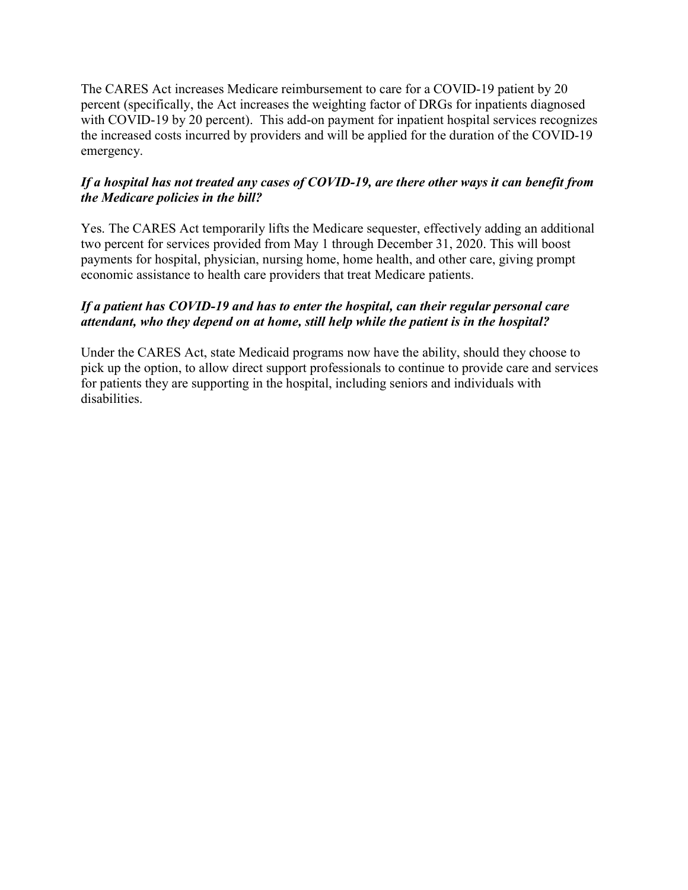The CARES Act increases Medicare reimbursement to care for a COVID-19 patient by 20 percent (specifically, the Act increases the weighting factor of DRGs for inpatients diagnosed with COVID-19 by 20 percent). This add-on payment for inpatient hospital services recognizes the increased costs incurred by providers and will be applied for the duration of the COVID-19 emergency.

***If a hospital has not treated any cases of COVID-19, are there other ways it can benefit from the Medicare policies in the bill?***

Yes. The CARES Act temporarily lifts the Medicare sequester, effectively adding an additional two percent for services provided from May 1 through December 31, 2020. This will boost payments for hospital, physician, nursing home, home health, and other care, giving prompt economic assistance to health care providers that treat Medicare patients.

***If a patient has COVID-19 and has to enter the hospital, can their regular personal care attendant, who they depend on at home, still help while the patient is in the hospital?***

Under the CARES Act, state Medicaid programs now have the ability, should they choose to pick up the option, to allow direct support professionals to continue to provide care and services for patients they are supporting in the hospital, including seniors and individuals with disabilities.